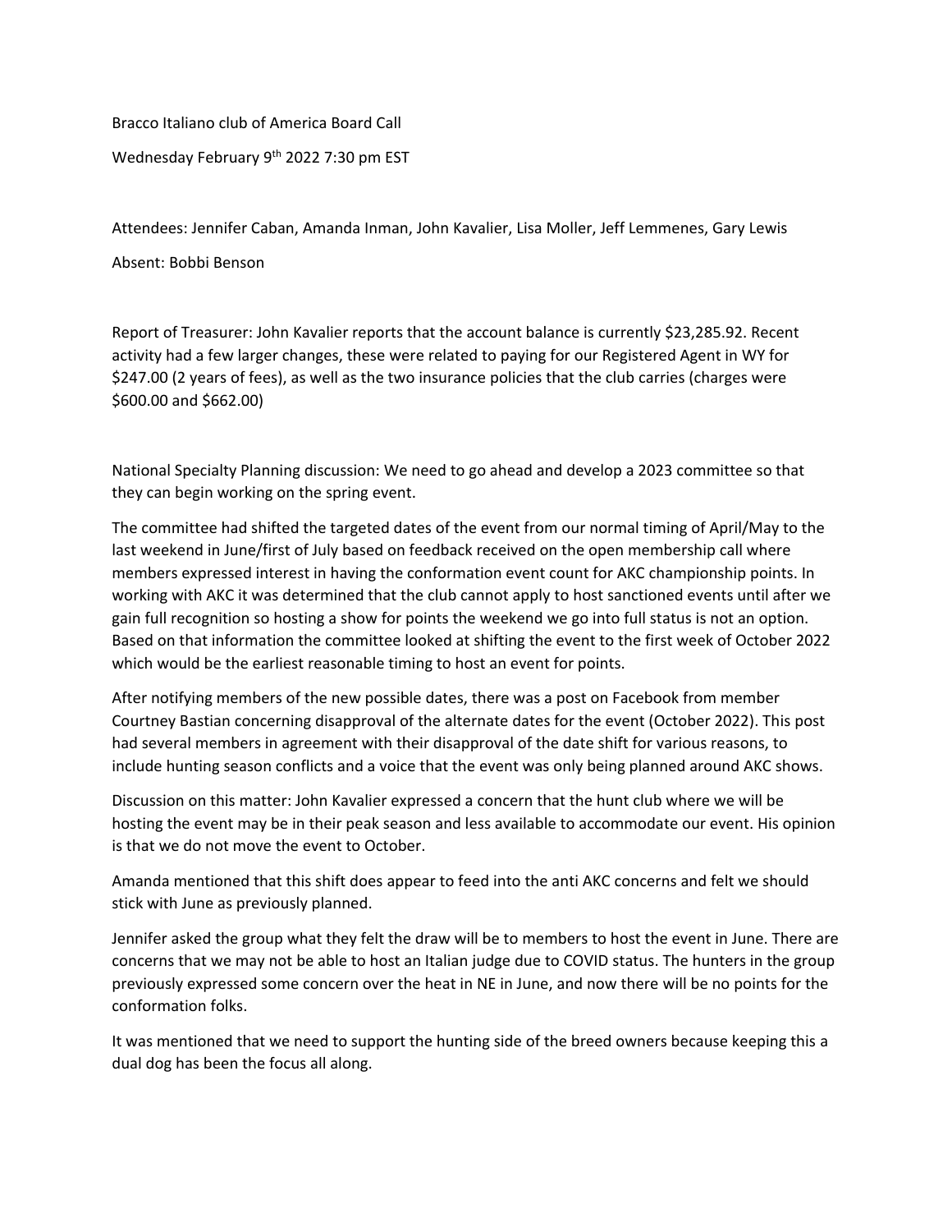Bracco Italiano club of America Board Call

Wednesday February 9th 2022 7:30 pm EST

Attendees: Jennifer Caban, Amanda Inman, John Kavalier, Lisa Moller, Jeff Lemmenes, Gary Lewis

Absent: Bobbi Benson

Report of Treasurer: John Kavalier reports that the account balance is currently $23,285.92. Recent activity had a few larger changes, these were related to paying for our Registered Agent in WY for $247.00 (2 years of fees), as well as the two insurance policies that the club carries (charges were $600.00 and $662.00)

National Specialty Planning discussion: We need to go ahead and develop a 2023 committee so that they can begin working on the spring event.

The committee had shifted the targeted dates of the event from our normal timing of April/May to the last weekend in June/first of July based on feedback received on the open membership call where members expressed interest in having the conformation event count for AKC championship points. In working with AKC it was determined that the club cannot apply to host sanctioned events until after we gain full recognition so hosting a show for points the weekend we go into full status is not an option. Based on that information the committee looked at shifting the event to the first week of October 2022 which would be the earliest reasonable timing to host an event for points.

After notifying members of the new possible dates, there was a post on Facebook from member Courtney Bastian concerning disapproval of the alternate dates for the event (October 2022). This post had several members in agreement with their disapproval of the date shift for various reasons, to include hunting season conflicts and a voice that the event was only being planned around AKC shows.

Discussion on this matter: John Kavalier expressed a concern that the hunt club where we will be hosting the event may be in their peak season and less available to accommodate our event. His opinion is that we do not move the event to October.

Amanda mentioned that this shift does appear to feed into the anti AKC concerns and felt we should stick with June as previously planned.

Jennifer asked the group what they felt the draw will be to members to host the event in June. There are concerns that we may not be able to host an Italian judge due to COVID status. The hunters in the group previously expressed some concern over the heat in NE in June, and now there will be no points for the conformation folks.

It was mentioned that we need to support the hunting side of the breed owners because keeping this a dual dog has been the focus all along.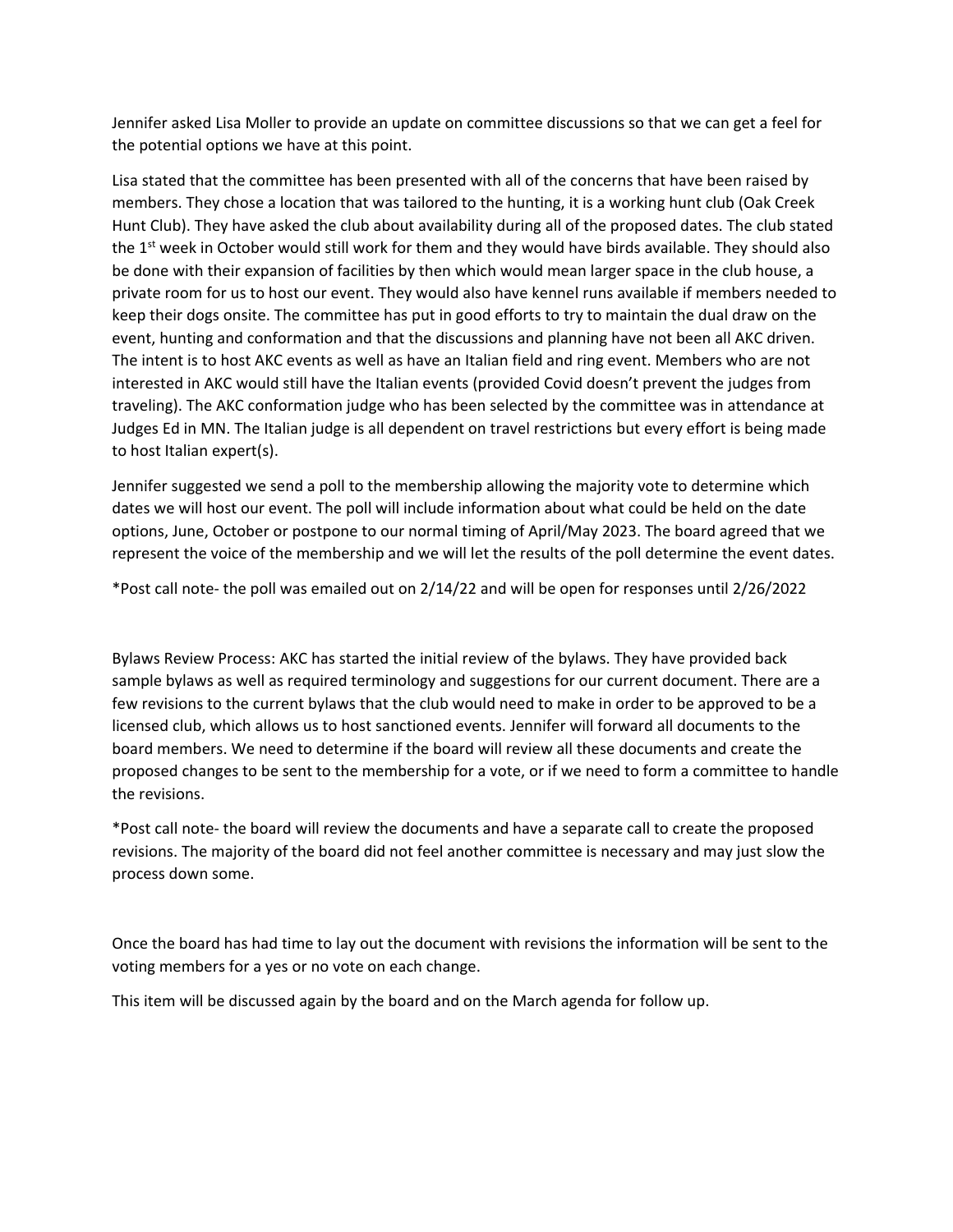Jennifer asked Lisa Moller to provide an update on committee discussions so that we can get a feel for the potential options we have at this point.

Lisa stated that the committee has been presented with all of the concerns that have been raised by members. They chose a location that was tailored to the hunting, it is a working hunt club (Oak Creek Hunt Club). They have asked the club about availability during all of the proposed dates. The club stated the 1st week in October would still work for them and they would have birds available. They should also be done with their expansion of facilities by then which would mean larger space in the club house, a private room for us to host our event. They would also have kennel runs available if members needed to keep their dogs onsite. The committee has put in good efforts to try to maintain the dual draw on the event, hunting and conformation and that the discussions and planning have not been all AKC driven. The intent is to host AKC events as well as have an Italian field and ring event. Members who are not interested in AKC would still have the Italian events (provided Covid doesn't prevent the judges from traveling). The AKC conformation judge who has been selected by the committee was in attendance at Judges Ed in MN. The Italian judge is all dependent on travel restrictions but every effort is being made to host Italian expert(s).

Jennifer suggested we send a poll to the membership allowing the majority vote to determine which dates we will host our event. The poll will include information about what could be held on the date options, June, October or postpone to our normal timing of April/May 2023. The board agreed that we represent the voice of the membership and we will let the results of the poll determine the event dates.

*Post call note- the poll was emailed out on 2/14/22 and will be open for responses until 2/26/2022

Bylaws Review Process: AKC has started the initial review of the bylaws. They have provided back sample bylaws as well as required terminology and suggestions for our current document. There are a few revisions to the current bylaws that the club would need to make in order to be approved to be a licensed club, which allows us to host sanctioned events. Jennifer will forward all documents to the board members. We need to determine if the board will review all these documents and create the proposed changes to be sent to the membership for a vote, or if we need to form a committee to handle the revisions.

*Post call note- the board will review the documents and have a separate call to create the proposed revisions. The majority of the board did not feel another committee is necessary and may just slow the process down some.

Once the board has had time to lay out the document with revisions the information will be sent to the voting members for a yes or no vote on each change.

This item will be discussed again by the board and on the March agenda for follow up.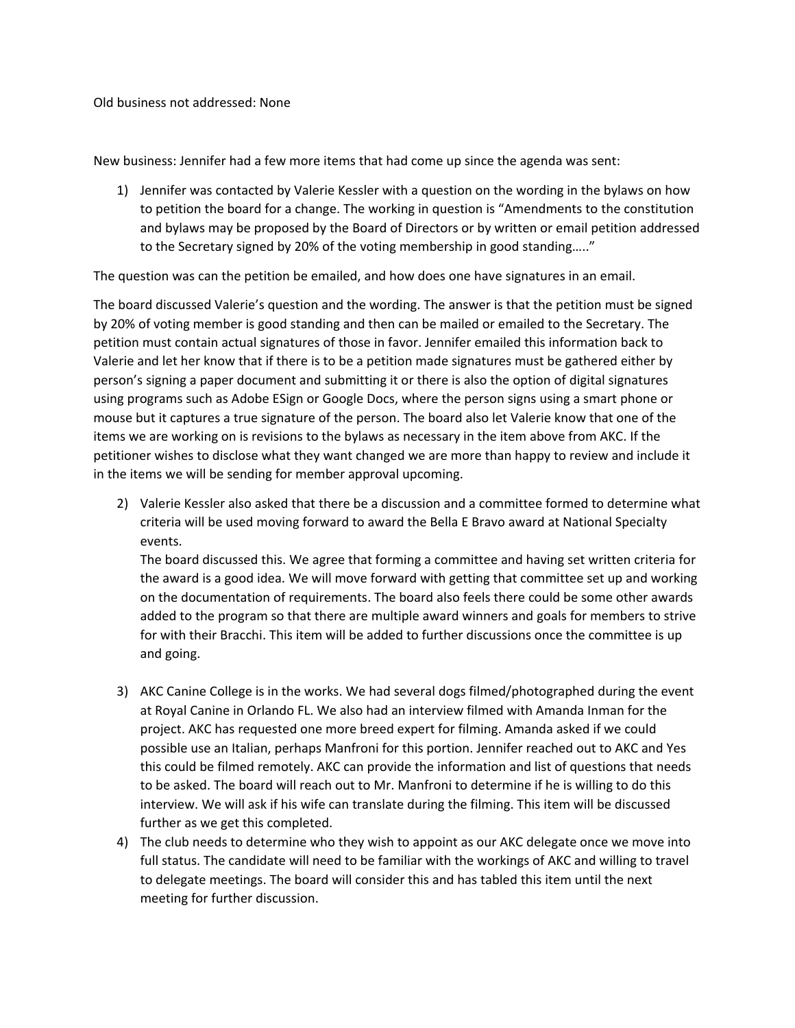Old business not addressed: None

New business: Jennifer had a few more items that had come up since the agenda was sent:

1) Jennifer was contacted by Valerie Kessler with a question on the wording in the bylaws on how to petition the board for a change. The working in question is "Amendments to the constitution and bylaws may be proposed by the Board of Directors or by written or email petition addressed to the Secretary signed by 20% of the voting membership in good standing….."

The question was can the petition be emailed, and how does one have signatures in an email.

The board discussed Valerie's question and the wording. The answer is that the petition must be signed by 20% of voting member is good standing and then can be mailed or emailed to the Secretary. The petition must contain actual signatures of those in favor. Jennifer emailed this information back to Valerie and let her know that if there is to be a petition made signatures must be gathered either by person's signing a paper document and submitting it or there is also the option of digital signatures using programs such as Adobe ESign or Google Docs, where the person signs using a smart phone or mouse but it captures a true signature of the person. The board also let Valerie know that one of the items we are working on is revisions to the bylaws as necessary in the item above from AKC. If the petitioner wishes to disclose what they want changed we are more than happy to review and include it in the items we will be sending for member approval upcoming.

2) Valerie Kessler also asked that there be a discussion and a committee formed to determine what criteria will be used moving forward to award the Bella E Bravo award at National Specialty events.
   The board discussed this. We agree that forming a committee and having set written criteria for the award is a good idea. We will move forward with getting that committee set up and working on the documentation of requirements. The board also feels there could be some other awards added to the program so that there are multiple award winners and goals for members to strive for with their Bracchi. This item will be added to further discussions once the committee is up and going.

3) AKC Canine College is in the works. We had several dogs filmed/photographed during the event at Royal Canine in Orlando FL. We also had an interview filmed with Amanda Inman for the project. AKC has requested one more breed expert for filming. Amanda asked if we could possible use an Italian, perhaps Manfroni for this portion. Jennifer reached out to AKC and Yes this could be filmed remotely. AKC can provide the information and list of questions that needs to be asked. The board will reach out to Mr. Manfroni to determine if he is willing to do this interview. We will ask if his wife can translate during the filming. This item will be discussed further as we get this completed.

4) The club needs to determine who they wish to appoint as our AKC delegate once we move into full status. The candidate will need to be familiar with the workings of AKC and willing to travel to delegate meetings. The board will consider this and has tabled this item until the next meeting for further discussion.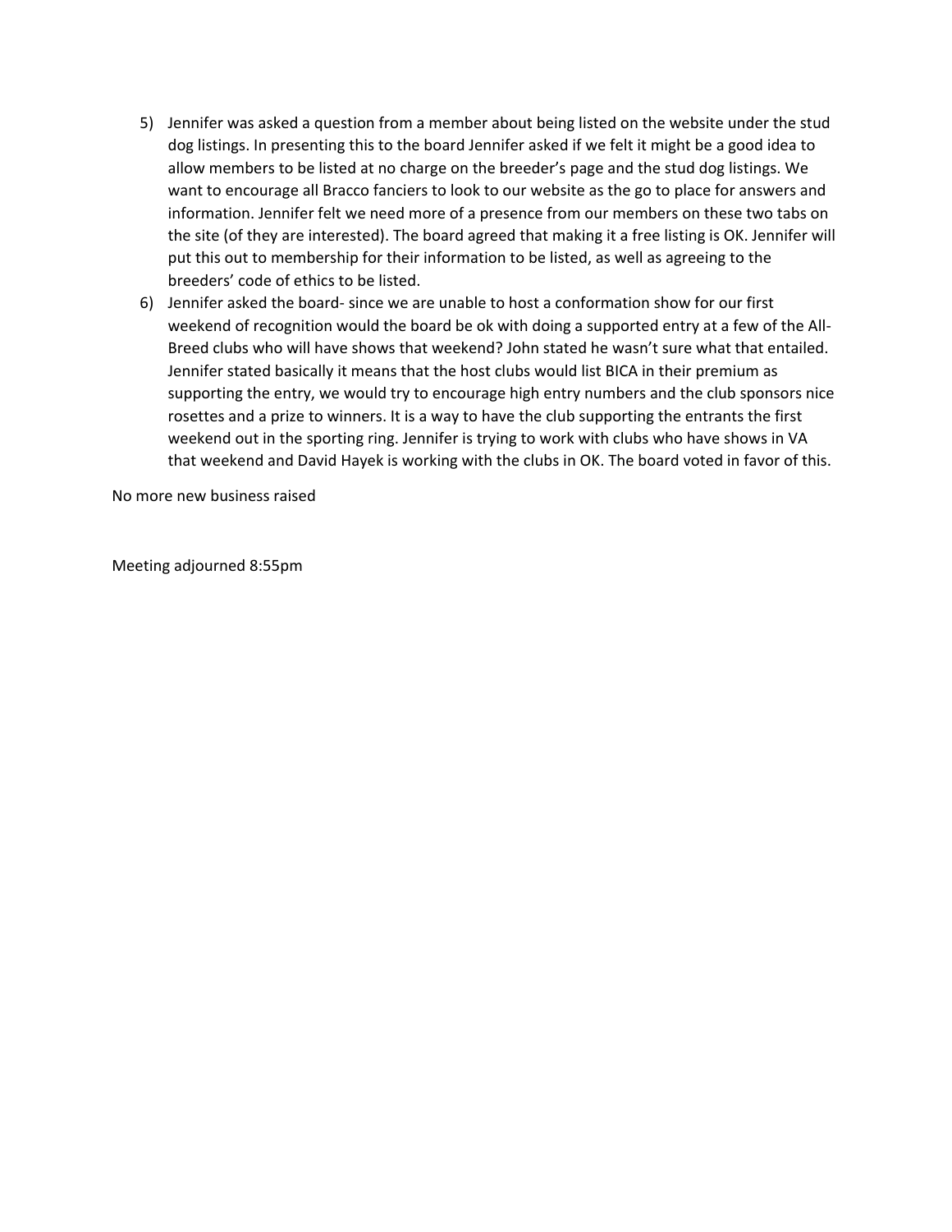5) Jennifer was asked a question from a member about being listed on the website under the stud dog listings. In presenting this to the board Jennifer asked if we felt it might be a good idea to allow members to be listed at no charge on the breeder's page and the stud dog listings. We want to encourage all Bracco fanciers to look to our website as the go to place for answers and information. Jennifer felt we need more of a presence from our members on these two tabs on the site (of they are interested). The board agreed that making it a free listing is OK. Jennifer will put this out to membership for their information to be listed, as well as agreeing to the breeders' code of ethics to be listed.
6) Jennifer asked the board- since we are unable to host a conformation show for our first weekend of recognition would the board be ok with doing a supported entry at a few of the All-Breed clubs who will have shows that weekend? John stated he wasn't sure what that entailed. Jennifer stated basically it means that the host clubs would list BICA in their premium as supporting the entry, we would try to encourage high entry numbers and the club sponsors nice rosettes and a prize to winners. It is a way to have the club supporting the entrants the first weekend out in the sporting ring. Jennifer is trying to work with clubs who have shows in VA that weekend and David Hayek is working with the clubs in OK. The board voted in favor of this.

No more new business raised

Meeting adjourned 8:55pm